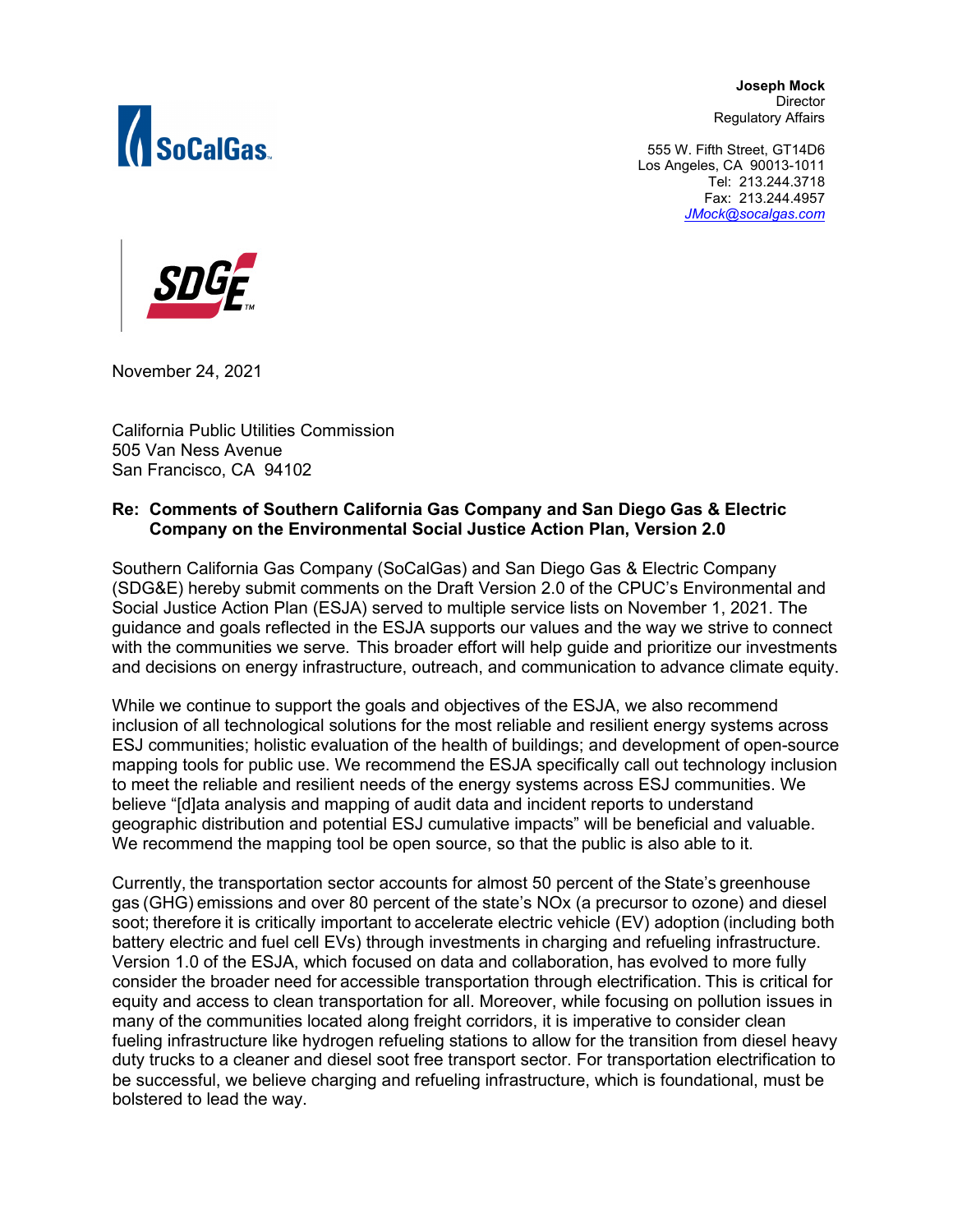**Joseph Mock**
Director
Regulatory Affairs

555 W. Fifth Street, GT14D6
Los Angeles, CA 90013-1011
Tel: 213.244.3718
Fax: 213.244.4957
JMock@socalgas.com

November 24, 2021

California Public Utilities Commission
505 Van Ness Avenue
San Francisco, CA 94102

**Re: Comments of Southern California Gas Company and San Diego Gas & Electric Company on the Environmental Social Justice Action Plan, Version 2.0**

Southern California Gas Company (SoCalGas) and San Diego Gas & Electric Company (SDG&E) hereby submit comments on the Draft Version 2.0 of the CPUC's Environmental and Social Justice Action Plan (ESJA) served to multiple service lists on November 1, 2021. The guidance and goals reflected in the ESJA supports our values and the way we strive to connect with the communities we serve. This broader effort will help guide and prioritize our investments and decisions on energy infrastructure, outreach, and communication to advance climate equity.

While we continue to support the goals and objectives of the ESJA, we also recommend inclusion of all technological solutions for the most reliable and resilient energy systems across ESJ communities; holistic evaluation of the health of buildings; and development of open-source mapping tools for public use. We recommend the ESJA specifically call out technology inclusion to meet the reliable and resilient needs of the energy systems across ESJ communities. We believe "[d]ata analysis and mapping of audit data and incident reports to understand geographic distribution and potential ESJ cumulative impacts" will be beneficial and valuable. We recommend the mapping tool be open source, so that the public is also able to it.

Currently, the transportation sector accounts for almost 50 percent of the State's greenhouse gas (GHG) emissions and over 80 percent of the state's NOx (a precursor to ozone) and diesel soot; therefore it is critically important to accelerate electric vehicle (EV) adoption (including both battery electric and fuel cell EVs) through investments in charging and refueling infrastructure. Version 1.0 of the ESJA, which focused on data and collaboration, has evolved to more fully consider the broader need for accessible transportation through electrification. This is critical for equity and access to clean transportation for all. Moreover, while focusing on pollution issues in many of the communities located along freight corridors, it is imperative to consider clean fueling infrastructure like hydrogen refueling stations to allow for the transition from diesel heavy duty trucks to a cleaner and diesel soot free transport sector. For transportation electrification to be successful, we believe charging and refueling infrastructure, which is foundational, must be bolstered to lead the way.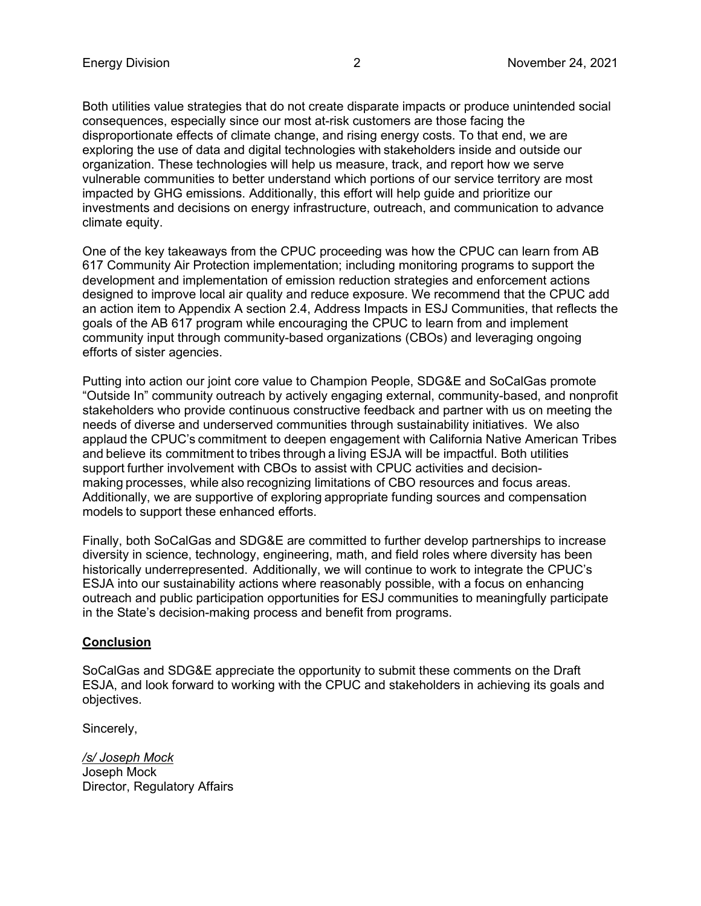Both utilities value strategies that do not create disparate impacts or produce unintended social consequences, especially since our most at-risk customers are those facing the disproportionate effects of climate change, and rising energy costs. To that end, we are exploring the use of data and digital technologies with stakeholders inside and outside our organization. These technologies will help us measure, track, and report how we serve vulnerable communities to better understand which portions of our service territory are most impacted by GHG emissions. Additionally, this effort will help guide and prioritize our investments and decisions on energy infrastructure, outreach, and communication to advance climate equity.

One of the key takeaways from the CPUC proceeding was how the CPUC can learn from AB 617 Community Air Protection implementation; including monitoring programs to support the development and implementation of emission reduction strategies and enforcement actions designed to improve local air quality and reduce exposure. We recommend that the CPUC add an action item to Appendix A section 2.4, Address Impacts in ESJ Communities, that reflects the goals of the AB 617 program while encouraging the CPUC to learn from and implement community input through community-based organizations (CBOs) and leveraging ongoing efforts of sister agencies.

Putting into action our joint core value to Champion People, SDG&E and SoCalGas promote "Outside In" community outreach by actively engaging external, community-based, and nonprofit stakeholders who provide continuous constructive feedback and partner with us on meeting the needs of diverse and underserved communities through sustainability initiatives. We also applaud the CPUC's commitment to deepen engagement with California Native American Tribes and believe its commitment to tribes through a living ESJA will be impactful. Both utilities support further involvement with CBOs to assist with CPUC activities and decision-making processes, while also recognizing limitations of CBO resources and focus areas. Additionally, we are supportive of exploring appropriate funding sources and compensation models to support these enhanced efforts.

Finally, both SoCalGas and SDG&E are committed to further develop partnerships to increase diversity in science, technology, engineering, math, and field roles where diversity has been historically underrepresented. Additionally, we will continue to work to integrate the CPUC's ESJA into our sustainability actions where reasonably possible, with a focus on enhancing outreach and public participation opportunities for ESJ communities to meaningfully participate in the State's decision-making process and benefit from programs.

## Conclusion

SoCalGas and SDG&E appreciate the opportunity to submit these comments on the Draft ESJA, and look forward to working with the CPUC and stakeholders in achieving its goals and objectives.

Sincerely,

*/s/ Joseph Mock*
Joseph Mock
Director, Regulatory Affairs